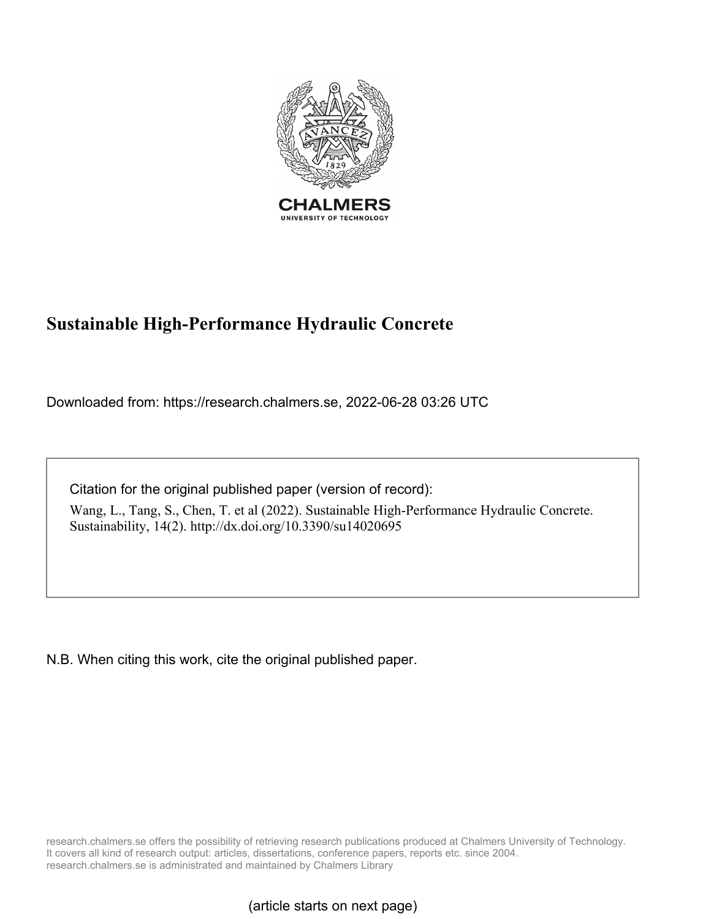CHALMERS
UNIVERSITY OF TECHNOLOGY

# Sustainable High-Performance Hydraulic Concrete

Downloaded from: https://research.chalmers.se, 2022-06-28 03:26 UTC

Citation for the original published paper (version of record):
Wang, L., Tang, S., Chen, T. et al (2022). Sustainable High-Performance Hydraulic Concrete. Sustainability, 14(2). http://dx.doi.org/10.3390/su14020695

N.B. When citing this work, cite the original published paper.

research.chalmers.se offers the possibility of retrieving research publications produced at Chalmers University of Technology. It covers all kind of research output: articles, dissertations, conference papers, reports etc. since 2004. research.chalmers.se is administrated and maintained by Chalmers Library

(article starts on next page)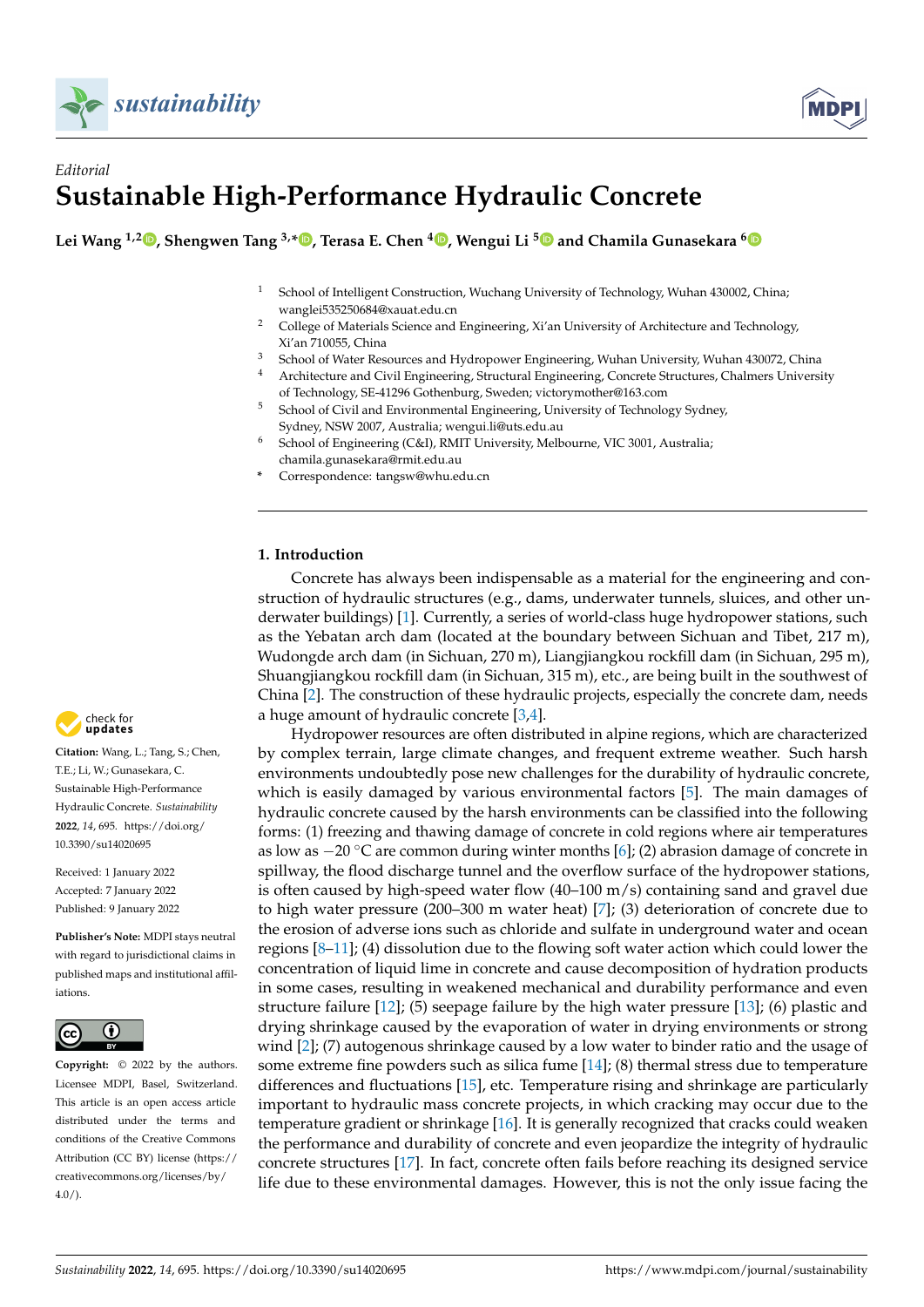## Editorial

# Sustainable High-Performance Hydraulic Concrete

**Lei Wang [1,2], Shengwen Tang [3,*], Terasa E. Chen [4], Wengui Li [5] and Chamila Gunasekara [6]**

1 School of Intelligent Construction, Wuchang University of Technology, Wuhan 430002, China; wanglei535250684@xauat.edu.cn
2 College of Materials Science and Engineering, Xi'an University of Architecture and Technology, Xi'an 710055, China
3 School of Water Resources and Hydropower Engineering, Wuhan University, Wuhan 430072, China
4 Architecture and Civil Engineering, Structural Engineering, Concrete Structures, Chalmers University of Technology, SE-41296 Gothenburg, Sweden; victorymother@163.com
5 School of Civil and Environmental Engineering, University of Technology Sydney, Sydney, NSW 2007, Australia; wengui.li@uts.edu.au
6 School of Engineering (C&I), RMIT University, Melbourne, VIC 3001, Australia; chamila.gunasekara@rmit.edu.au
* Correspondence: tangsw@whu.edu.cn

**Citation:** Wang, L.; Tang, S.; Chen, T.E.; Li, W.; Gunasekara, C. Sustainable High-Performance Hydraulic Concrete. *Sustainability* **2022**, *14*, 695. https://doi.org/10.3390/su14020695

Received: 1 January 2022
Accepted: 7 January 2022
Published: 9 January 2022

**Publisher's Note:** MDPI stays neutral with regard to jurisdictional claims in published maps and institutional affiliations.

**Copyright:** © 2022 by the authors. Licensee MDPI, Basel, Switzerland. This article is an open access article distributed under the terms and conditions of the Creative Commons Attribution (CC BY) license (https://creativecommons.org/licenses/by/4.0/).

## 1. Introduction

Concrete has always been indispensable as a material for the engineering and construction of hydraulic structures (e.g., dams, underwater tunnels, sluices, and other underwater buildings) [1]. Currently, a series of world-class huge hydropower stations, such as the Yebatan arch dam (located at the boundary between Sichuan and Tibet, 217 m), Wudongde arch dam (in Sichuan, 270 m), Liangjiangkou rockfill dam (in Sichuan, 295 m), Shuangjiangkou rockfill dam (in Sichuan, 315 m), etc., are being built in the southwest of China [2]. The construction of these hydraulic projects, especially the concrete dam, needs a huge amount of hydraulic concrete [3,4].

Hydropower resources are often distributed in alpine regions, which are characterized by complex terrain, large climate changes, and frequent extreme weather. Such harsh environments undoubtedly pose new challenges for the durability of hydraulic concrete, which is easily damaged by various environmental factors [5]. The main damages of hydraulic concrete caused by the harsh environments can be classified into the following forms: (1) freezing and thawing damage of concrete in cold regions where air temperatures as low as −20 °C are common during winter months [6]; (2) abrasion damage of concrete in spillway, the flood discharge tunnel and the overflow surface of the hydropower stations, is often caused by high-speed water flow (40–100 m/s) containing sand and gravel due to high water pressure (200–300 m water heat) [7]; (3) deterioration of concrete due to the erosion of adverse ions such as chloride and sulfate in underground water and ocean regions [8–11]; (4) dissolution due to the flowing soft water action which could lower the concentration of liquid lime in concrete and cause decomposition of hydration products in some cases, resulting in weakened mechanical and durability performance and even structure failure [12]; (5) seepage failure by the high water pressure [13]; (6) plastic and drying shrinkage caused by the evaporation of water in drying environments or strong wind [2]; (7) autogenous shrinkage caused by a low water to binder ratio and the usage of some extreme fine powders such as silica fume [14]; (8) thermal stress due to temperature differences and fluctuations [15], etc. Temperature rising and shrinkage are particularly important to hydraulic mass concrete projects, in which cracking may occur due to the temperature gradient or shrinkage [16]. It is generally recognized that cracks could weaken the performance and durability of concrete and even jeopardize the integrity of hydraulic concrete structures [17]. In fact, concrete often fails before reaching its designed service life due to these environmental damages. However, this is not the only issue facing the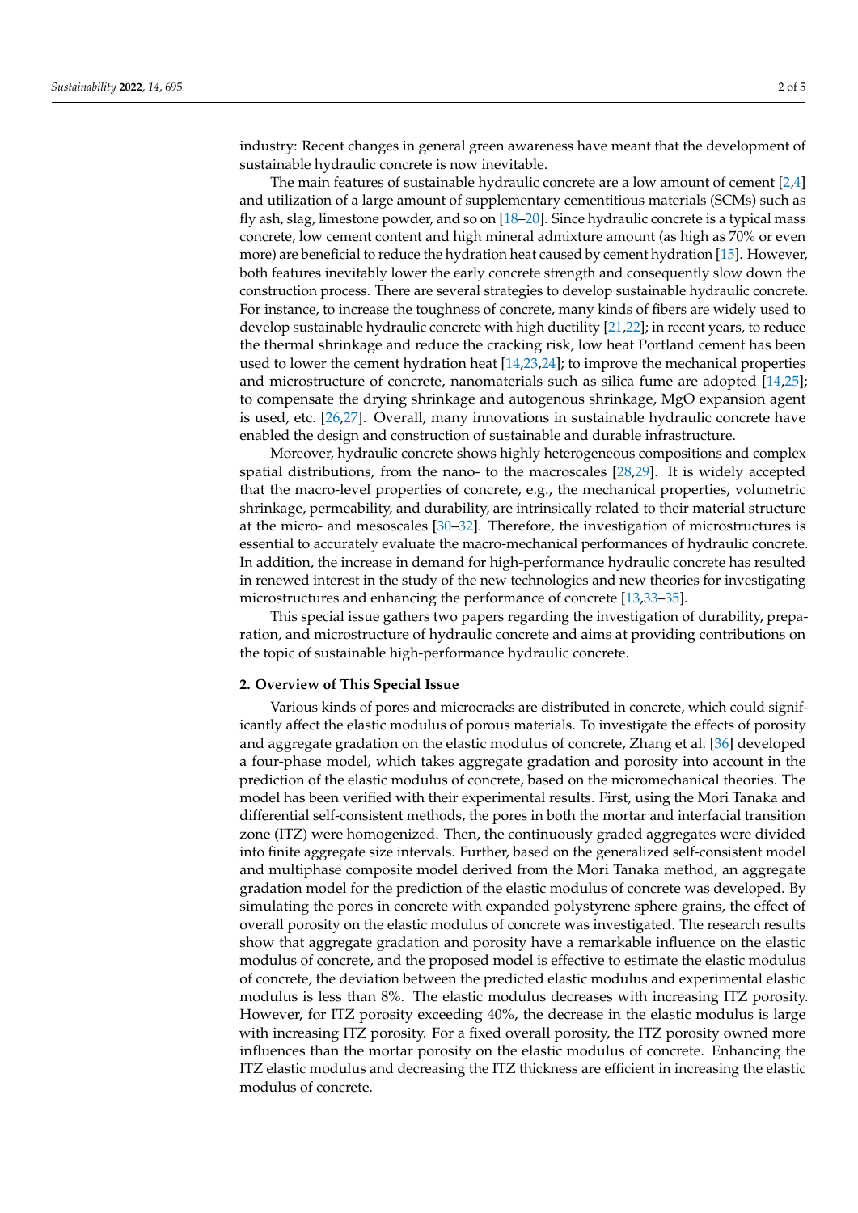industry: Recent changes in general green awareness have meant that the development of sustainable hydraulic concrete is now inevitable.

The main features of sustainable hydraulic concrete are a low amount of cement [2,4] and utilization of a large amount of supplementary cementitious materials (SCMs) such as fly ash, slag, limestone powder, and so on [18–20]. Since hydraulic concrete is a typical mass concrete, low cement content and high mineral admixture amount (as high as 70% or even more) are beneficial to reduce the hydration heat caused by cement hydration [15]. However, both features inevitably lower the early concrete strength and consequently slow down the construction process. There are several strategies to develop sustainable hydraulic concrete. For instance, to increase the toughness of concrete, many kinds of fibers are widely used to develop sustainable hydraulic concrete with high ductility [21,22]; in recent years, to reduce the thermal shrinkage and reduce the cracking risk, low heat Portland cement has been used to lower the cement hydration heat [14,23,24]; to improve the mechanical properties and microstructure of concrete, nanomaterials such as silica fume are adopted [14,25]; to compensate the drying shrinkage and autogenous shrinkage, MgO expansion agent is used, etc. [26,27]. Overall, many innovations in sustainable hydraulic concrete have enabled the design and construction of sustainable and durable infrastructure.

Moreover, hydraulic concrete shows highly heterogeneous compositions and complex spatial distributions, from the nano- to the macroscales [28,29]. It is widely accepted that the macro-level properties of concrete, e.g., the mechanical properties, volumetric shrinkage, permeability, and durability, are intrinsically related to their material structure at the micro- and mesoscales [30–32]. Therefore, the investigation of microstructures is essential to accurately evaluate the macro-mechanical performances of hydraulic concrete. In addition, the increase in demand for high-performance hydraulic concrete has resulted in renewed interest in the study of the new technologies and new theories for investigating microstructures and enhancing the performance of concrete [13,33–35].

This special issue gathers two papers regarding the investigation of durability, preparation, and microstructure of hydraulic concrete and aims at providing contributions on the topic of sustainable high-performance hydraulic concrete.

## 2. Overview of This Special Issue

Various kinds of pores and microcracks are distributed in concrete, which could significantly affect the elastic modulus of porous materials. To investigate the effects of porosity and aggregate gradation on the elastic modulus of concrete, Zhang et al. [36] developed a four-phase model, which takes aggregate gradation and porosity into account in the prediction of the elastic modulus of concrete, based on the micromechanical theories. The model has been verified with their experimental results. First, using the Mori Tanaka and differential self-consistent methods, the pores in both the mortar and interfacial transition zone (ITZ) were homogenized. Then, the continuously graded aggregates were divided into finite aggregate size intervals. Further, based on the generalized self-consistent model and multiphase composite model derived from the Mori Tanaka method, an aggregate gradation model for the prediction of the elastic modulus of concrete was developed. By simulating the pores in concrete with expanded polystyrene sphere grains, the effect of overall porosity on the elastic modulus of concrete was investigated. The research results show that aggregate gradation and porosity have a remarkable influence on the elastic modulus of concrete, and the proposed model is effective to estimate the elastic modulus of concrete, the deviation between the predicted elastic modulus and experimental elastic modulus is less than 8%. The elastic modulus decreases with increasing ITZ porosity. However, for ITZ porosity exceeding 40%, the decrease in the elastic modulus is large with increasing ITZ porosity. For a fixed overall porosity, the ITZ porosity owned more influences than the mortar porosity on the elastic modulus of concrete. Enhancing the ITZ elastic modulus and decreasing the ITZ thickness are efficient in increasing the elastic modulus of concrete.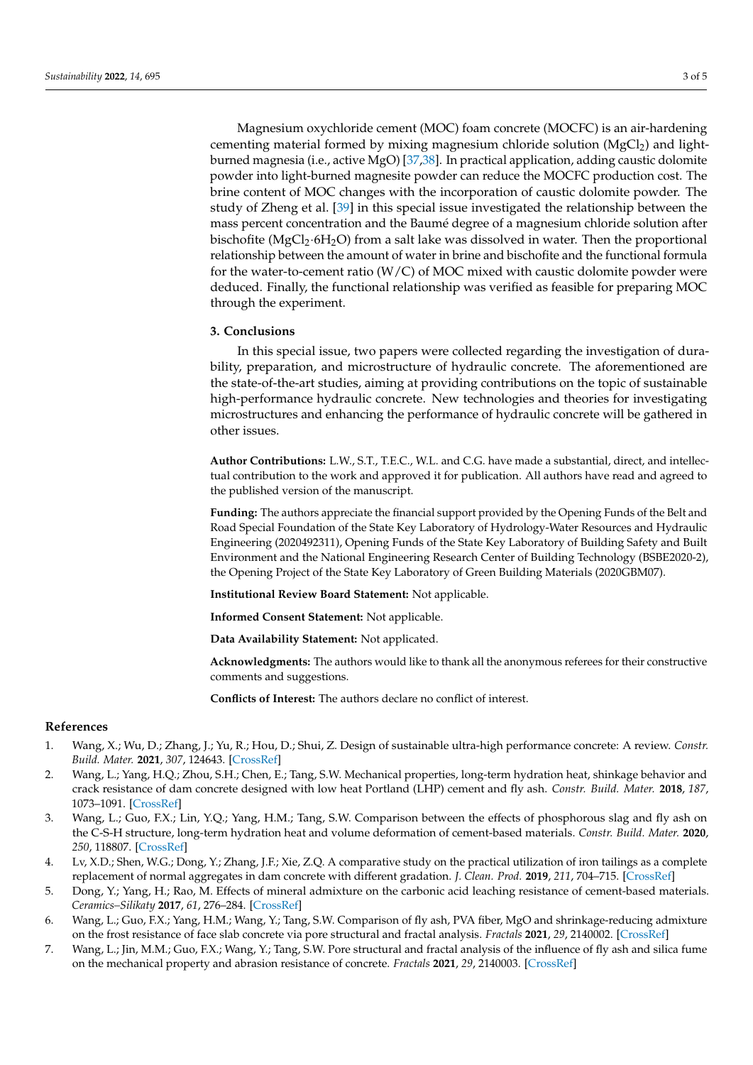Magnesium oxychloride cement (MOC) foam concrete (MOCFC) is an air-hardening cementing material formed by mixing magnesium chloride solution ($MgCl_2$) and light-burned magnesia (i.e., active MgO) [37,38]. In practical application, adding caustic dolomite powder into light-burned magnesite powder can reduce the MOCFC production cost. The brine content of MOC changes with the incorporation of caustic dolomite powder. The study of Zheng et al. [39] in this special issue investigated the relationship between the mass percent concentration and the Baumé degree of a magnesium chloride solution after bischofite ($MgCl_2 \cdot 6H_2O$) from a salt lake was dissolved in water. Then the proportional relationship between the amount of water in brine and bischofite and the functional formula for the water-to-cement ratio (W/C) of MOC mixed with caustic dolomite powder were deduced. Finally, the functional relationship was verified as feasible for preparing MOC through the experiment.

## 3. Conclusions

In this special issue, two papers were collected regarding the investigation of durability, preparation, and microstructure of hydraulic concrete. The aforementioned are the state-of-the-art studies, aiming at providing contributions on the topic of sustainable high-performance hydraulic concrete. New technologies and theories for investigating microstructures and enhancing the performance of hydraulic concrete will be gathered in other issues.

**Author Contributions:** L.W., S.T., T.E.C., W.L. and C.G. have made a substantial, direct, and intellectual contribution to the work and approved it for publication. All authors have read and agreed to the published version of the manuscript.

**Funding:** The authors appreciate the financial support provided by the Opening Funds of the Belt and Road Special Foundation of the State Key Laboratory of Hydrology-Water Resources and Hydraulic Engineering (2020492311), Opening Funds of the State Key Laboratory of Building Safety and Built Environment and the National Engineering Research Center of Building Technology (BSBE2020-2), the Opening Project of the State Key Laboratory of Green Building Materials (2020GBM07).

**Institutional Review Board Statement:** Not applicable.

**Informed Consent Statement:** Not applicable.

**Data Availability Statement:** Not applicated.

**Acknowledgments:** The authors would like to thank all the anonymous referees for their constructive comments and suggestions.

**Conflicts of Interest:** The authors declare no conflict of interest.

## References

1. Wang, X.; Wu, D.; Zhang, J.; Yu, R.; Hou, D.; Shui, Z. Design of sustainable ultra-high performance concrete: A review. *Constr. Build. Mater.* **2021**, *307*, 124643. [CrossRef]
2. Wang, L.; Yang, H.Q.; Zhou, S.H.; Chen, E.; Tang, S.W. Mechanical properties, long-term hydration heat, shinkage behavior and crack resistance of dam concrete designed with low heat Portland (LHP) cement and fly ash. *Constr. Build. Mater.* **2018**, *187*, 1073–1091. [CrossRef]
3. Wang, L.; Guo, F.X.; Lin, Y.Q.; Yang, H.M.; Tang, S.W. Comparison between the effects of phosphorous slag and fly ash on the C-S-H structure, long-term hydration heat and volume deformation of cement-based materials. *Constr. Build. Mater.* **2020**, *250*, 118807. [CrossRef]
4. Lv, X.D.; Shen, W.G.; Dong, Y.; Zhang, J.F.; Xie, Z.Q. A comparative study on the practical utilization of iron tailings as a complete replacement of normal aggregates in dam concrete with different gradation. *J. Clean. Prod.* **2019**, *211*, 704–715. [CrossRef]
5. Dong, Y.; Yang, H.; Rao, M. Effects of mineral admixture on the carbonic acid leaching resistance of cement-based materials. *Ceramics–Silikaty* **2017**, *61*, 276–284. [CrossRef]
6. Wang, L.; Guo, F.X.; Yang, H.M.; Wang, Y.; Tang, S.W. Comparison of fly ash, PVA fiber, MgO and shrinkage-reducing admixture on the frost resistance of face slab concrete via pore structural and fractal analysis. *Fractals* **2021**, *29*, 2140002. [CrossRef]
7. Wang, L.; Jin, M.M.; Guo, F.X.; Wang, Y.; Tang, S.W. Pore structural and fractal analysis of the influence of fly ash and silica fume on the mechanical property and abrasion resistance of concrete. *Fractals* **2021**, *29*, 2140003. [CrossRef]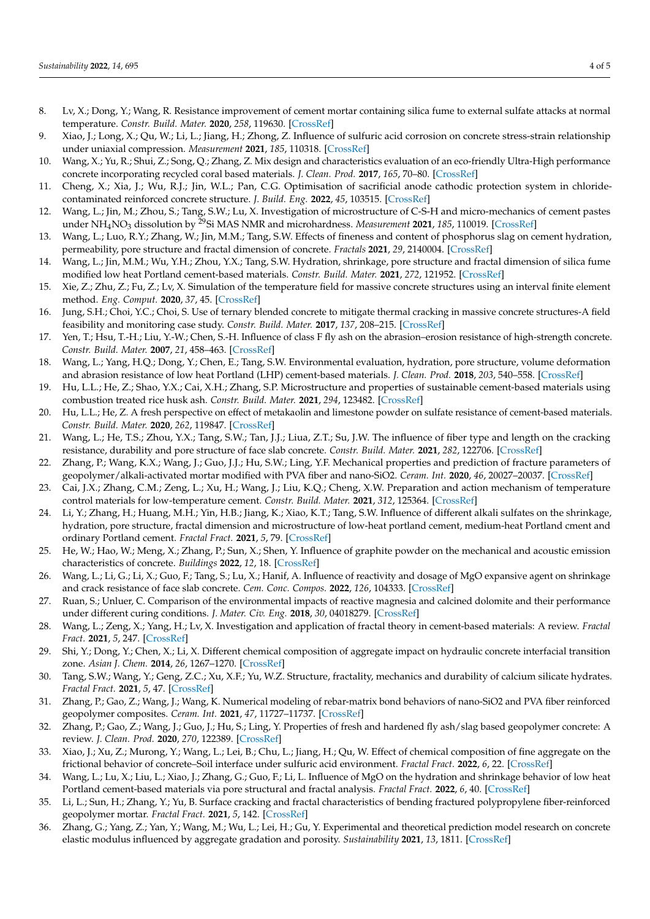8. Lv, X.; Dong, Y.; Wang, R. Resistance improvement of cement mortar containing silica fume to external sulfate attacks at normal temperature. *Constr. Build. Mater.* **2020**, *258*, 119630. [CrossRef]
9. Xiao, J.; Long, X.; Qu, W.; Li, L.; Jiang, H.; Zhong, Z. Influence of sulfuric acid corrosion on concrete stress-strain relationship under uniaxial compression. *Measurement* **2021**, *185*, 110318. [CrossRef]
10. Wang, X.; Yu, R.; Shui, Z.; Song, Q.; Zhang, Z. Mix design and characteristics evaluation of an eco-friendly Ultra-High performance concrete incorporating recycled coral based materials. *J. Clean. Prod.* **2017**, *165*, 70–80. [CrossRef]
11. Cheng, X.; Xia, J.; Wu, R.J.; Jin, W.L.; Pan, C.G. Optimisation of sacrificial anode cathodic protection system in chloride-contaminated reinforced concrete structure. *J. Build. Eng.* **2022**, *45*, 103515. [CrossRef]
12. Wang, L.; Jin, M.; Zhou, S.; Tang, S.W.; Lu, X. Investigation of microstructure of C-S-H and micro-mechanics of cement pastes under $NH_4NO_3$ dissolution by $^{29}$Si MAS NMR and microhardness. *Measurement* **2021**, *185*, 110019. [CrossRef]
13. Wang, L.; Luo, R.Y.; Zhang, W.; Jin, M.M.; Tang, S.W. Effects of fineness and content of phosphorus slag on cement hydration, permeability, pore structure and fractal dimension of concrete. *Fractals* **2021**, *29*, 2140004. [CrossRef]
14. Wang, L.; Jin, M.M.; Wu, Y.H.; Zhou, Y.X.; Tang, S.W. Hydration, shrinkage, pore structure and fractal dimension of silica fume modified low heat Portland cement-based materials. *Constr. Build. Mater.* **2021**, *272*, 121952. [CrossRef]
15. Xie, Z.; Zhu, Z.; Fu, Z.; Lv, X. Simulation of the temperature field for massive concrete structures using an interval finite element method. *Eng. Comput.* **2020**, *37*, 45. [CrossRef]
16. Jung, S.H.; Choi, Y.C.; Choi, S. Use of ternary blended concrete to mitigate thermal cracking in massive concrete structures-A field feasibility and monitoring case study. *Constr. Build. Mater.* **2017**, *137*, 208–215. [CrossRef]
17. Yen, T.; Hsu, T.-H.; Liu, Y.-W.; Chen, S.-H. Influence of class F fly ash on the abrasion–erosion resistance of high-strength concrete. *Constr. Build. Mater.* **2007**, *21*, 458–463. [CrossRef]
18. Wang, L.; Yang, H.Q.; Dong, Y.; Chen, E.; Tang, S.W. Environmental evaluation, hydration, pore structure, volume deformation and abrasion resistance of low heat Portland (LHP) cement-based materials. *J. Clean. Prod.* **2018**, *203*, 540–558. [CrossRef]
19. Hu, L.L.; He, Z.; Shao, Y.X.; Cai, X.H.; Zhang, S.P. Microstructure and properties of sustainable cement-based materials using combustion treated rice husk ash. *Constr. Build. Mater.* **2021**, *294*, 123482. [CrossRef]
20. Hu, L.L.; He, Z. A fresh perspective on effect of metakaolin and limestone powder on sulfate resistance of cement-based materials. *Constr. Build. Mater.* **2020**, *262*, 119847. [CrossRef]
21. Wang, L.; He, T.S.; Zhou, Y.X.; Tang, S.W.; Tan, J.J.; Liua, Z.T.; Su, J.W. The influence of fiber type and length on the cracking resistance, durability and pore structure of face slab concrete. *Constr. Build. Mater.* **2021**, *282*, 122706. [CrossRef]
22. Zhang, P.; Wang, K.X.; Wang, J.; Guo, J.J.; Hu, S.W.; Ling, Y.F. Mechanical properties and prediction of fracture parameters of geopolymer/alkali-activated mortar modified with PVA fiber and nano-SiO2. *Ceram. Int.* **2020**, *46*, 20027–20037. [CrossRef]
23. Cai, J.X.; Zhang, C.M.; Zeng, L.; Xu, H.; Wang, J.; Liu, K.Q.; Cheng, X.W. Preparation and action mechanism of temperature control materials for low-temperature cement. *Constr. Build. Mater.* **2021**, *312*, 125364. [CrossRef]
24. Li, Y.; Zhang, H.; Huang, M.H.; Yin, H.B.; Jiang, K.; Xiao, K.T.; Tang, S.W. Influence of different alkali sulfates on the shrinkage, hydration, pore structure, fractal dimension and microstructure of low-heat portland cement, medium-heat Portland cment and ordinary Portland cement. *Fractal Fract.* **2021**, *5*, 79. [CrossRef]
25. He, W.; Hao, W.; Meng, X.; Zhang, P.; Sun, X.; Shen, Y. Influence of graphite powder on the mechanical and acoustic emission characteristics of concrete. *Buildings* **2022**, *12*, 18. [CrossRef]
26. Wang, L.; Li, G.; Li, X.; Guo, F.; Tang, S.; Lu, X.; Hanif, A. Influence of reactivity and dosage of MgO expansive agent on shrinkage and crack resistance of face slab concrete. *Cem. Conc. Compos.* **2022**, *126*, 104333. [CrossRef]
27. Ruan, S.; Unluer, C. Comparison of the environmental impacts of reactive magnesia and calcined dolomite and their performance under different curing conditions. *J. Mater. Civ. Eng.* **2018**, *30*, 04018279. [CrossRef]
28. Wang, L.; Zeng, X.; Yang, H.; Lv, X. Investigation and application of fractal theory in cement-based materials: A review. *Fractal Fract.* **2021**, *5*, 247. [CrossRef]
29. Shi, Y.; Dong, Y.; Chen, X.; Li, X. Different chemical composition of aggregate impact on hydraulic concrete interfacial transition zone. *Asian J. Chem.* **2014**, *26*, 1267–1270. [CrossRef]
30. Tang, S.W.; Wang, Y.; Geng, Z.C.; Xu, X.F.; Yu, W.Z. Structure, fractality, mechanics and durability of calcium silicate hydrates. *Fractal Fract.* **2021**, *5*, 47. [CrossRef]
31. Zhang, P.; Gao, Z.; Wang, J.; Wang, K. Numerical modeling of rebar-matrix bond behaviors of nano-SiO2 and PVA fiber reinforced geopolymer composites. *Ceram. Int.* **2021**, *47*, 11727–11737. [CrossRef]
32. Zhang, P.; Gao, Z.; Wang, J.; Guo, J.; Hu, S.; Ling, Y. Properties of fresh and hardened fly ash/slag based geopolymer concrete: A review. *J. Clean. Prod.* **2020**, *270*, 122389. [CrossRef]
33. Xiao, J.; Xu, Z.; Murong, Y.; Wang, L.; Lei, B.; Chu, L.; Jiang, H.; Qu, W. Effect of chemical composition of fine aggregate on the frictional behavior of concrete–Soil interface under sulfuric acid environment. *Fractal Fract.* **2022**, *6*, 22. [CrossRef]
34. Wang, L.; Lu, X.; Liu, L.; Xiao, J.; Zhang, G.; Guo, F.; Li, L. Influence of MgO on the hydration and shrinkage behavior of low heat Portland cement-based materials via pore structural and fractal analysis. *Fractal Fract.* **2022**, *6*, 40. [CrossRef]
35. Li, L.; Sun, H.; Zhang, Y.; Yu, B. Surface cracking and fractal characteristics of bending fractured polypropylene fiber-reinforced geopolymer mortar. *Fractal Fract.* **2021**, *5*, 142. [CrossRef]
36. Zhang, G.; Yang, Z.; Yan, Y.; Wang, M.; Wu, L.; Lei, H.; Gu, Y. Experimental and theoretical prediction model research on concrete elastic modulus influenced by aggregate gradation and porosity. *Sustainability* **2021**, *13*, 1811. [CrossRef]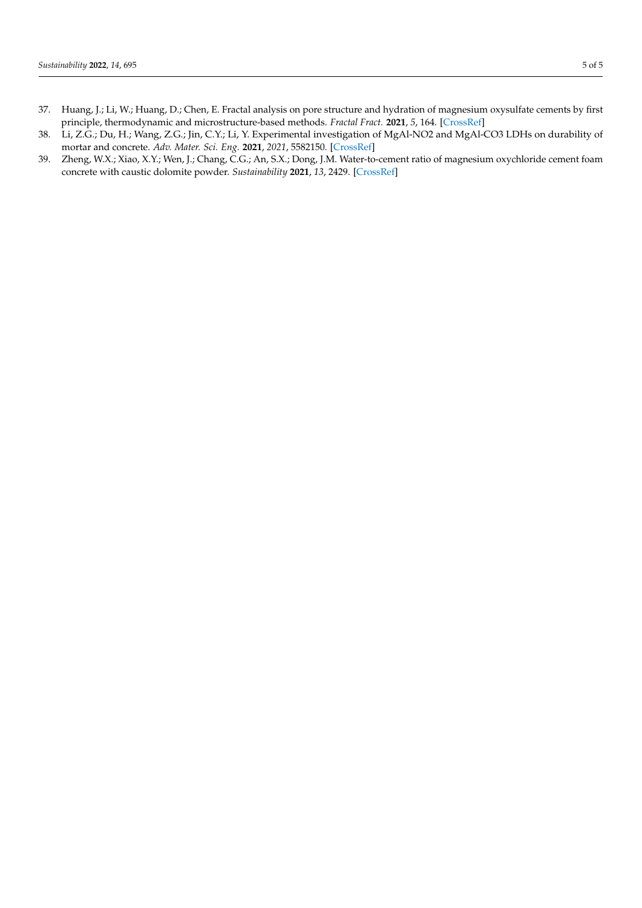37. Huang, J.; Li, W.; Huang, D.; Chen, E. Fractal analysis on pore structure and hydration of magnesium oxysulfate cements by first principle, thermodynamic and microstructure-based methods. *Fractal Fract.* **2021**, *5*, 164. [CrossRef]
38. Li, Z.G.; Du, H.; Wang, Z.G.; Jin, C.Y.; Li, Y. Experimental investigation of MgAl-NO2 and MgAl-CO3 LDHs on durability of mortar and concrete. *Adv. Mater. Sci. Eng.* **2021**, *2021*, 5582150. [CrossRef]
39. Zheng, W.X.; Xiao, X.Y.; Wen, J.; Chang, C.G.; An, S.X.; Dong, J.M. Water-to-cement ratio of magnesium oxychloride cement foam concrete with caustic dolomite powder. *Sustainability* **2021**, *13*, 2429. [CrossRef]